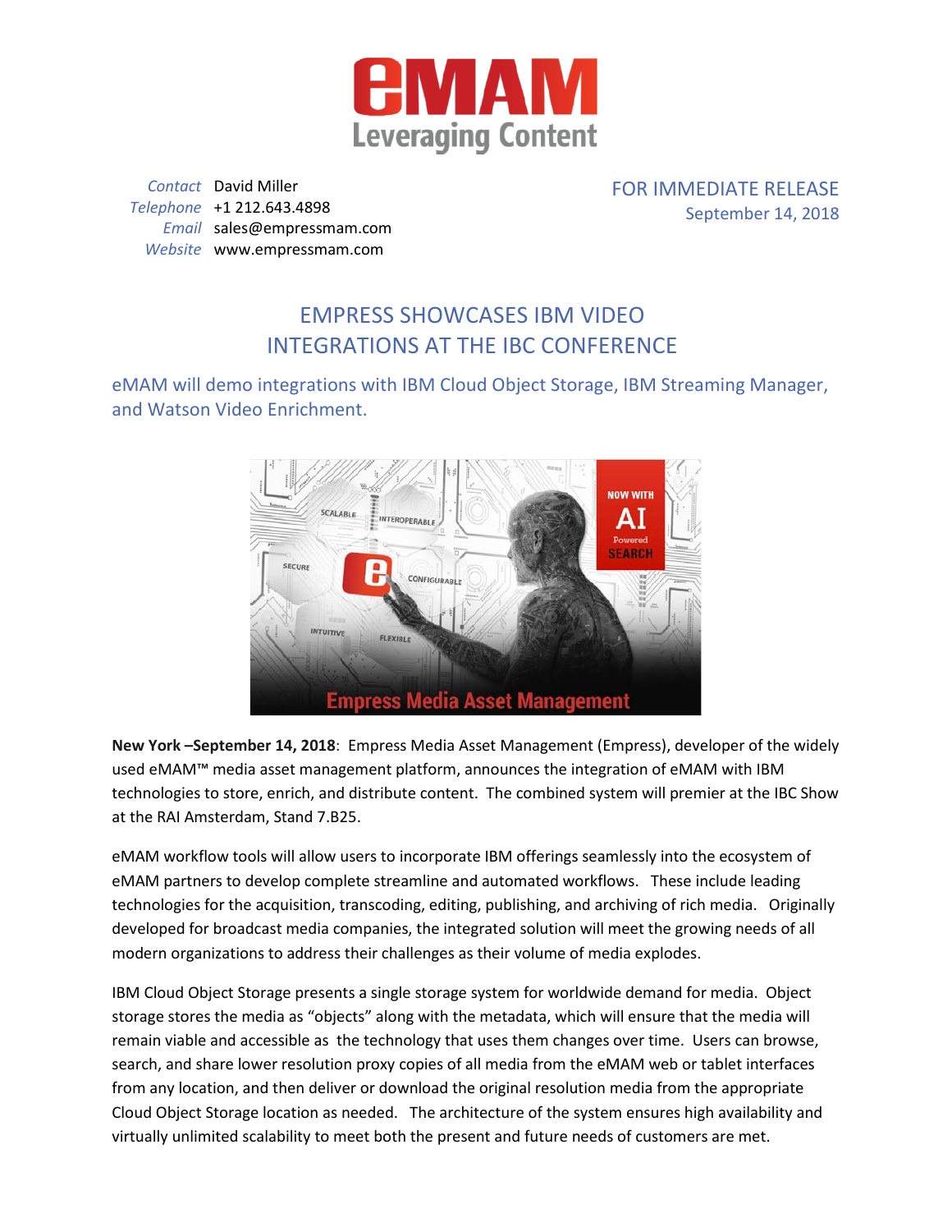Contact David Miller
Telephone +1 212.643.4898
Email sales@empressmam.com
Website www.empressmam.com

FOR IMMEDIATE RELEASE
September 14, 2018

# EMPRESS SHOWCASES IBM VIDEO INTEGRATIONS AT THE IBC CONFERENCE

## eMAM will demo integrations with IBM Cloud Object Storage, IBM Streaming Manager, and Watson Video Enrichment.

**New York –September 14, 2018**: Empress Media Asset Management (Empress), developer of the widely used eMAM™ media asset management platform, announces the integration of eMAM with IBM technologies to store, enrich, and distribute content. The combined system will premier at the IBC Show at the RAI Amsterdam, Stand 7.B25.

eMAM workflow tools will allow users to incorporate IBM offerings seamlessly into the ecosystem of eMAM partners to develop complete streamline and automated workflows. These include leading technologies for the acquisition, transcoding, editing, publishing, and archiving of rich media. Originally developed for broadcast media companies, the integrated solution will meet the growing needs of all modern organizations to address their challenges as their volume of media explodes.

IBM Cloud Object Storage presents a single storage system for worldwide demand for media. Object storage stores the media as "objects" along with the metadata, which will ensure that the media will remain viable and accessible as the technology that uses them changes over time. Users can browse, search, and share lower resolution proxy copies of all media from the eMAM web or tablet interfaces from any location, and then deliver or download the original resolution media from the appropriate Cloud Object Storage location as needed. The architecture of the system ensures high availability and virtually unlimited scalability to meet both the present and future needs of customers are met.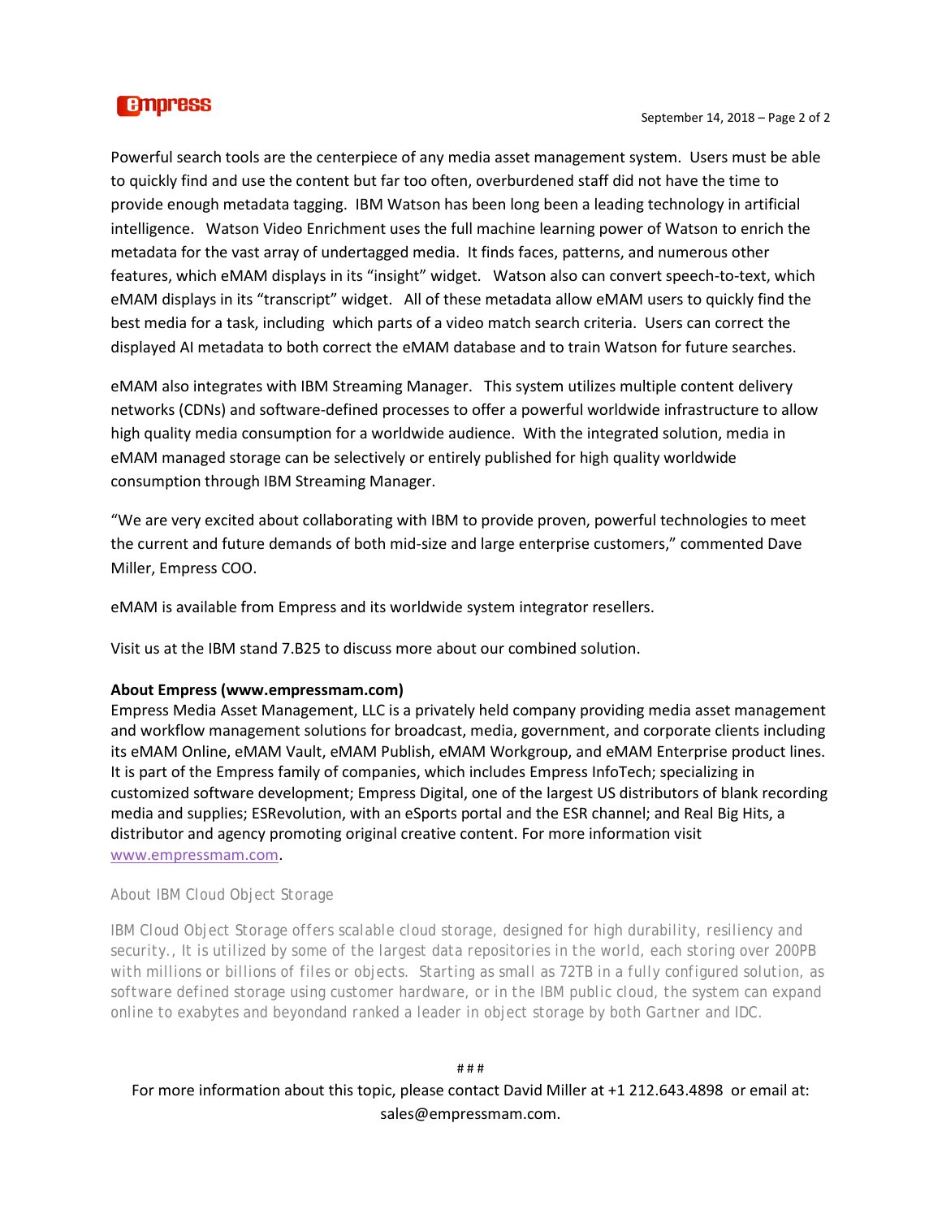Powerful search tools are the centerpiece of any media asset management system. Users must be able to quickly find and use the content but far too often, overburdened staff did not have the time to provide enough metadata tagging. IBM Watson has been long been a leading technology in artificial intelligence. Watson Video Enrichment uses the full machine learning power of Watson to enrich the metadata for the vast array of undertagged media. It finds faces, patterns, and numerous other features, which eMAM displays in its "insight" widget. Watson also can convert speech-to-text, which eMAM displays in its "transcript" widget. All of these metadata allow eMAM users to quickly find the best media for a task, including which parts of a video match search criteria. Users can correct the displayed AI metadata to both correct the eMAM database and to train Watson for future searches.

eMAM also integrates with IBM Streaming Manager. This system utilizes multiple content delivery networks (CDNs) and software-defined processes to offer a powerful worldwide infrastructure to allow high quality media consumption for a worldwide audience. With the integrated solution, media in eMAM managed storage can be selectively or entirely published for high quality worldwide consumption through IBM Streaming Manager.

"We are very excited about collaborating with IBM to provide proven, powerful technologies to meet the current and future demands of both mid-size and large enterprise customers," commented Dave Miller, Empress COO.

eMAM is available from Empress and its worldwide system integrator resellers.

Visit us at the IBM stand 7.B25 to discuss more about our combined solution.

**About Empress (www.empressmam.com)**
Empress Media Asset Management, LLC is a privately held company providing media asset management and workflow management solutions for broadcast, media, government, and corporate clients including its eMAM Online, eMAM Vault, eMAM Publish, eMAM Workgroup, and eMAM Enterprise product lines. It is part of the Empress family of companies, which includes Empress InfoTech; specializing in customized software development; Empress Digital, one of the largest US distributors of blank recording media and supplies; ESRevolution, with an eSports portal and the ESR channel; and Real Big Hits, a distributor and agency promoting original creative content. For more information visit www.empressmam.com.

About IBM Cloud Object Storage

IBM Cloud Object Storage offers scalable cloud storage, designed for high durability, resiliency and security., It is utilized by some of the largest data repositories in the world, each storing over 200PB with millions or billions of files or objects. Starting as small as 72TB in a fully configured solution, as software defined storage using customer hardware, or in the IBM public cloud, the system can expand online to exabytes and beyondand ranked a leader in object storage by both Gartner and IDC.

# # #

For more information about this topic, please contact David Miller at +1 212.643.4898 or email at: sales@empressmam.com.